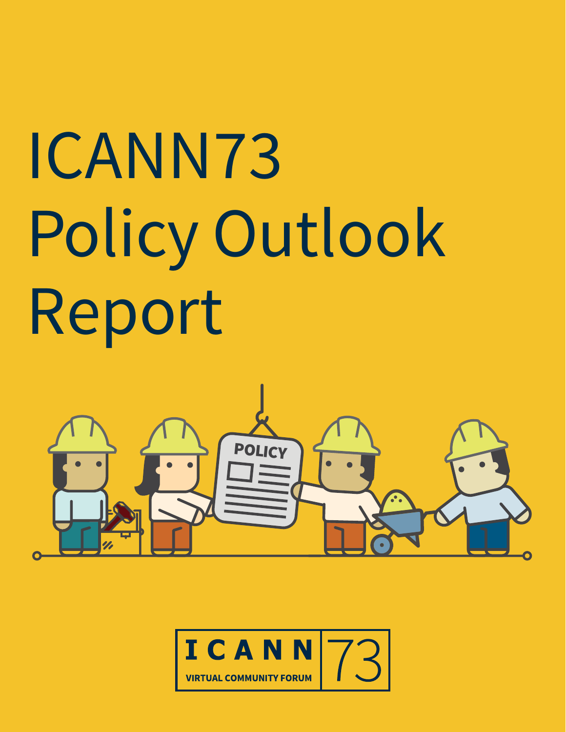# ICANN73 Policy Outlook Report

ICANN 73

VIRTUAL COMMUNITY FORUM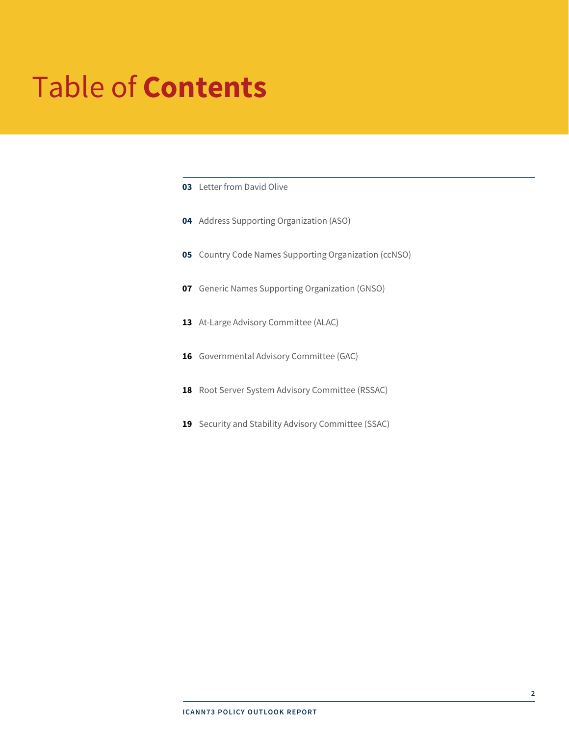# Table of **Contents**

**03** Letter from David Olive

**04** Address Supporting Organization (ASO)

**05** Country Code Names Supporting Organization (ccNSO)

**07** Generic Names Supporting Organization (GNSO)

**13** At-Large Advisory Committee (ALAC)

**16** Governmental Advisory Committee (GAC)

**18** Root Server System Advisory Committee (RSSAC)

**19** Security and Stability Advisory Committee (SSAC)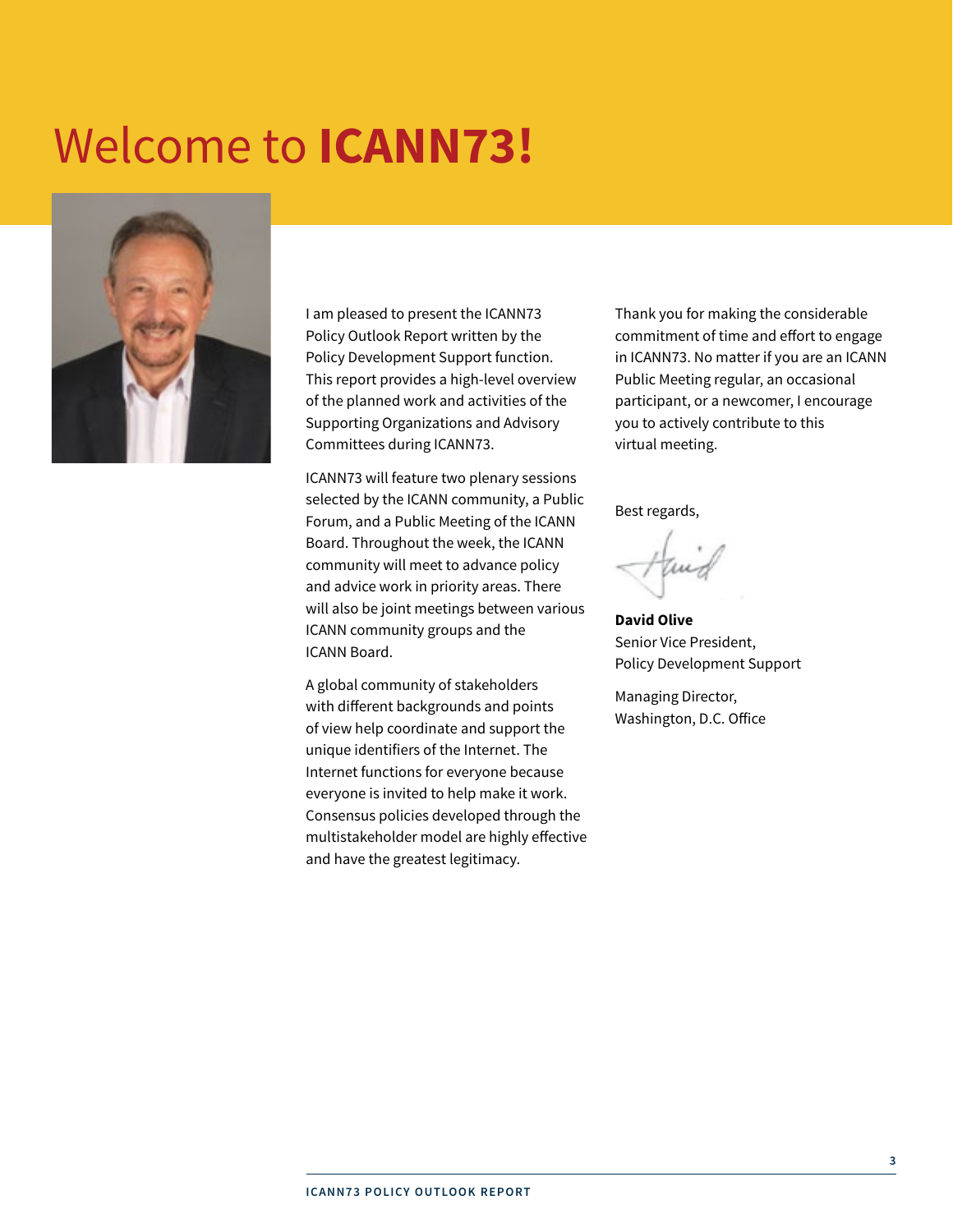# Welcome to **ICANN73!**

I am pleased to present the ICANN73 Policy Outlook Report written by the Policy Development Support function. This report provides a high-level overview of the planned work and activities of the Supporting Organizations and Advisory Committees during ICANN73.

ICANN73 will feature two plenary sessions selected by the ICANN community, a Public Forum, and a Public Meeting of the ICANN Board. Throughout the week, the ICANN community will meet to advance policy and advice work in priority areas. There will also be joint meetings between various ICANN community groups and the ICANN Board.

A global community of stakeholders with different backgrounds and points of view help coordinate and support the unique identifiers of the Internet. The Internet functions for everyone because everyone is invited to help make it work. Consensus policies developed through the multistakeholder model are highly effective and have the greatest legitimacy.

Thank you for making the considerable commitment of time and effort to engage in ICANN73. No matter if you are an ICANN Public Meeting regular, an occasional participant, or a newcomer, I encourage you to actively contribute to this virtual meeting.

Best regards,

**David Olive**
Senior Vice President,
Policy Development Support

Managing Director,
Washington, D.C. Office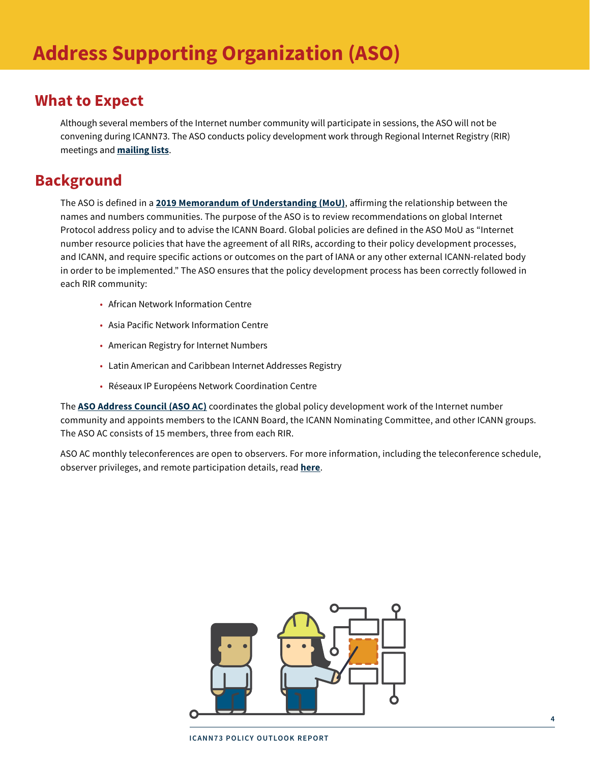# Address Supporting Organization (ASO)

## What to Expect

Although several members of the Internet number community will participate in sessions, the ASO will not be convening during ICANN73. The ASO conducts policy development work through Regional Internet Registry (RIR) meetings and **mailing lists**.

## Background

The ASO is defined in a **2019 Memorandum of Understanding (MoU)**, affirming the relationship between the names and numbers communities. The purpose of the ASO is to review recommendations on global Internet Protocol address policy and to advise the ICANN Board. Global policies are defined in the ASO MoU as "Internet number resource policies that have the agreement of all RIRs, according to their policy development processes, and ICANN, and require specific actions or outcomes on the part of IANA or any other external ICANN-related body in order to be implemented." The ASO ensures that the policy development process has been correctly followed in each RIR community:

- African Network Information Centre
- Asia Pacific Network Information Centre
- American Registry for Internet Numbers
- Latin American and Caribbean Internet Addresses Registry
- Réseaux IP Européens Network Coordination Centre

The **ASO Address Council (ASO AC)** coordinates the global policy development work of the Internet number community and appoints members to the ICANN Board, the ICANN Nominating Committee, and other ICANN groups. The ASO AC consists of 15 members, three from each RIR.

ASO AC monthly teleconferences are open to observers. For more information, including the teleconference schedule, observer privileges, and remote participation details, read **here**.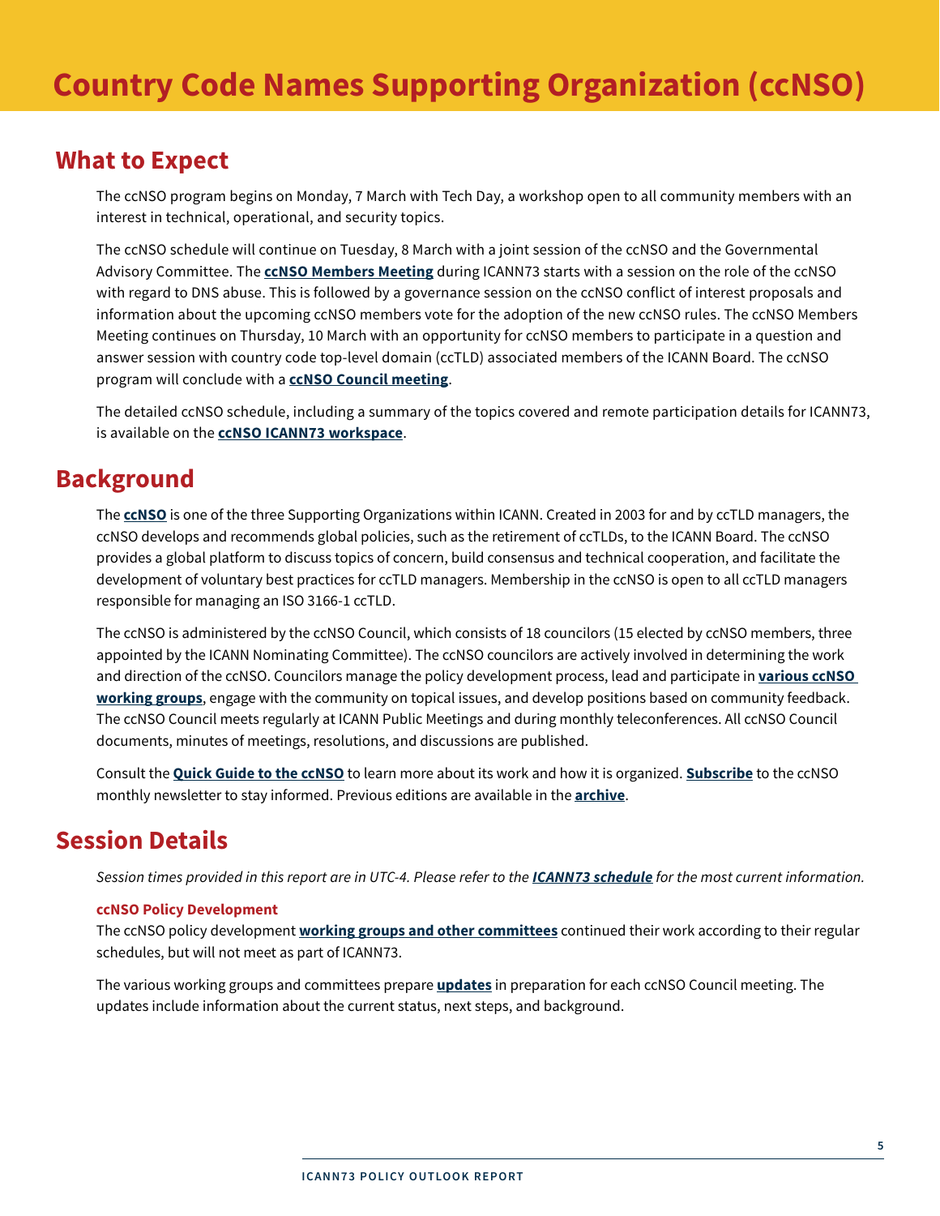# Country Code Names Supporting Organization (ccNSO)

## What to Expect

The ccNSO program begins on Monday, 7 March with Tech Day, a workshop open to all community members with an interest in technical, operational, and security topics.

The ccNSO schedule will continue on Tuesday, 8 March with a joint session of the ccNSO and the Governmental Advisory Committee. The **ccNSO Members Meeting** during ICANN73 starts with a session on the role of the ccNSO with regard to DNS abuse. This is followed by a governance session on the ccNSO conflict of interest proposals and information about the upcoming ccNSO members vote for the adoption of the new ccNSO rules. The ccNSO Members Meeting continues on Thursday, 10 March with an opportunity for ccNSO members to participate in a question and answer session with country code top-level domain (ccTLD) associated members of the ICANN Board. The ccNSO program will conclude with a **ccNSO Council meeting**.

The detailed ccNSO schedule, including a summary of the topics covered and remote participation details for ICANN73, is available on the **ccNSO ICANN73 workspace**.

## Background

The **ccNSO** is one of the three Supporting Organizations within ICANN. Created in 2003 for and by ccTLD managers, the ccNSO develops and recommends global policies, such as the retirement of ccTLDs, to the ICANN Board. The ccNSO provides a global platform to discuss topics of concern, build consensus and technical cooperation, and facilitate the development of voluntary best practices for ccTLD managers. Membership in the ccNSO is open to all ccTLD managers responsible for managing an ISO 3166-1 ccTLD.

The ccNSO is administered by the ccNSO Council, which consists of 18 councilors (15 elected by ccNSO members, three appointed by the ICANN Nominating Committee). The ccNSO councilors are actively involved in determining the work and direction of the ccNSO. Councilors manage the policy development process, lead and participate in **various ccNSO working groups**, engage with the community on topical issues, and develop positions based on community feedback. The ccNSO Council meets regularly at ICANN Public Meetings and during monthly teleconferences. All ccNSO Council documents, minutes of meetings, resolutions, and discussions are published.

Consult the **Quick Guide to the ccNSO** to learn more about its work and how it is organized. **Subscribe** to the ccNSO monthly newsletter to stay informed. Previous editions are available in the **archive**.

## Session Details

*Session times provided in this report are in UTC-4. Please refer to the **ICANN73 schedule** for the most current information.*

#### ccNSO Policy Development

The ccNSO policy development **working groups and other committees** continued their work according to their regular schedules, but will not meet as part of ICANN73.

The various working groups and committees prepare **updates** in preparation for each ccNSO Council meeting. The updates include information about the current status, next steps, and background.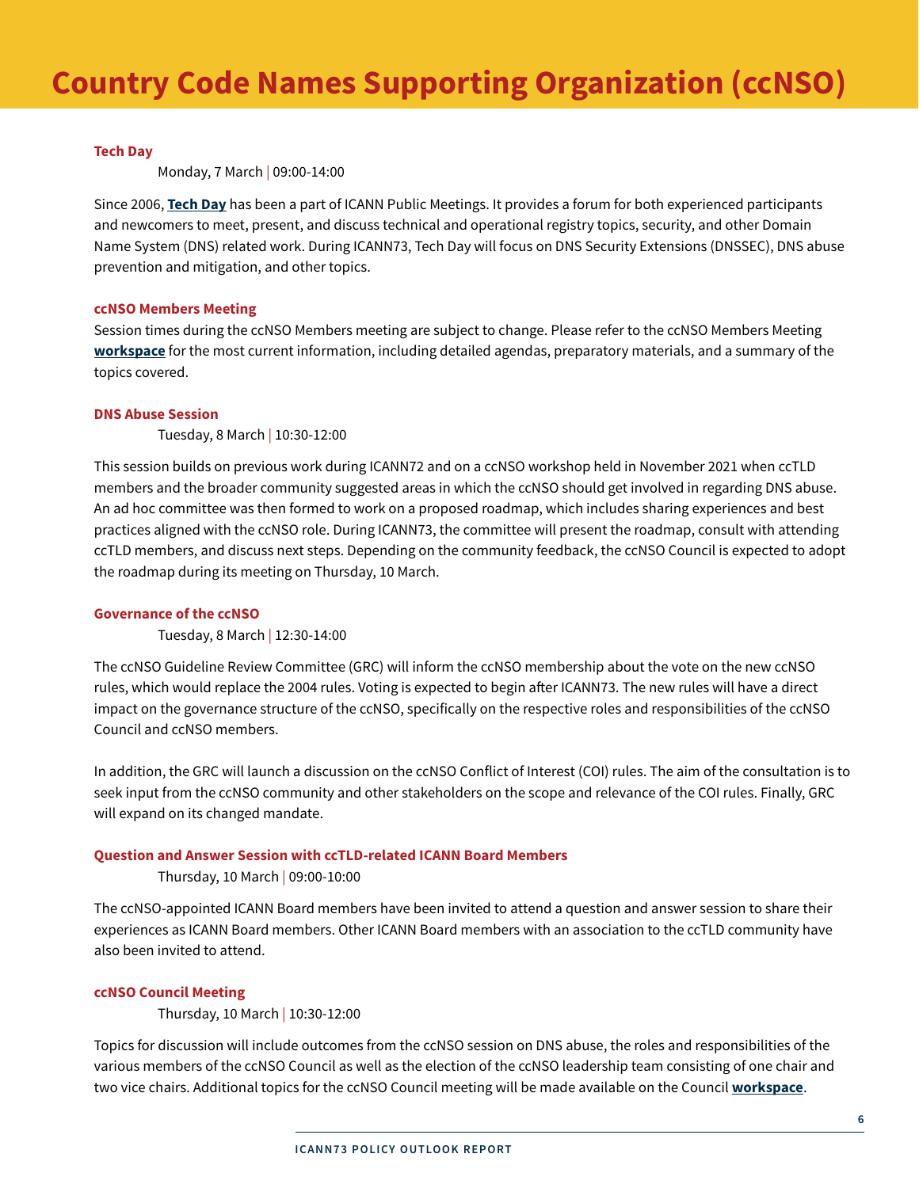# Country Code Names Supporting Organization (ccNSO)

### Tech Day

Monday, 7 March | 09:00-14:00

Since 2006, **Tech Day** has been a part of ICANN Public Meetings. It provides a forum for both experienced participants and newcomers to meet, present, and discuss technical and operational registry topics, security, and other Domain Name System (DNS) related work. During ICANN73, Tech Day will focus on DNS Security Extensions (DNSSEC), DNS abuse prevention and mitigation, and other topics.

### ccNSO Members Meeting

Session times during the ccNSO Members meeting are subject to change. Please refer to the ccNSO Members Meeting **workspace** for the most current information, including detailed agendas, preparatory materials, and a summary of the topics covered.

### DNS Abuse Session

Tuesday, 8 March | 10:30-12:00

This session builds on previous work during ICANN72 and on a ccNSO workshop held in November 2021 when ccTLD members and the broader community suggested areas in which the ccNSO should get involved in regarding DNS abuse. An ad hoc committee was then formed to work on a proposed roadmap, which includes sharing experiences and best practices aligned with the ccNSO role. During ICANN73, the committee will present the roadmap, consult with attending ccTLD members, and discuss next steps. Depending on the community feedback, the ccNSO Council is expected to adopt the roadmap during its meeting on Thursday, 10 March.

### Governance of the ccNSO

Tuesday, 8 March | 12:30-14:00

The ccNSO Guideline Review Committee (GRC) will inform the ccNSO membership about the vote on the new ccNSO rules, which would replace the 2004 rules. Voting is expected to begin after ICANN73. The new rules will have a direct impact on the governance structure of the ccNSO, specifically on the respective roles and responsibilities of the ccNSO Council and ccNSO members.

In addition, the GRC will launch a discussion on the ccNSO Conflict of Interest (COI) rules. The aim of the consultation is to seek input from the ccNSO community and other stakeholders on the scope and relevance of the COI rules. Finally, GRC will expand on its changed mandate.

### Question and Answer Session with ccTLD-related ICANN Board Members

Thursday, 10 March | 09:00-10:00

The ccNSO-appointed ICANN Board members have been invited to attend a question and answer session to share their experiences as ICANN Board members. Other ICANN Board members with an association to the ccTLD community have also been invited to attend.

### ccNSO Council Meeting

Thursday, 10 March | 10:30-12:00

Topics for discussion will include outcomes from the ccNSO session on DNS abuse, the roles and responsibilities of the various members of the ccNSO Council as well as the election of the ccNSO leadership team consisting of one chair and two vice chairs. Additional topics for the ccNSO Council meeting will be made available on the Council **workspace**.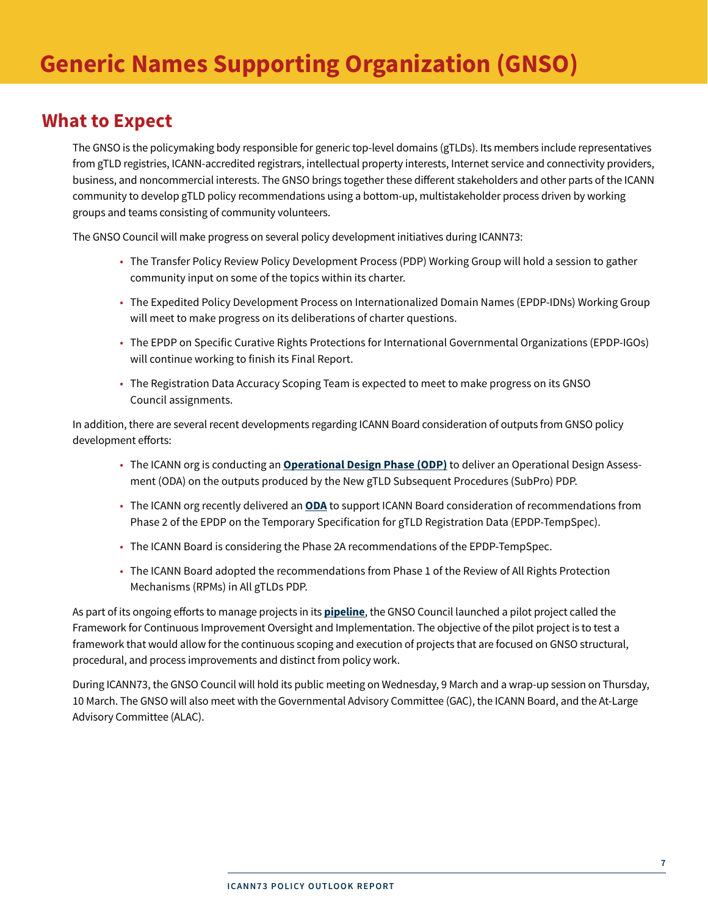# Generic Names Supporting Organization (GNSO)

## What to Expect

The GNSO is the policymaking body responsible for generic top-level domains (gTLDs). Its members include representatives from gTLD registries, ICANN-accredited registrars, intellectual property interests, Internet service and connectivity providers, business, and noncommercial interests. The GNSO brings together these different stakeholders and other parts of the ICANN community to develop gTLD policy recommendations using a bottom-up, multistakeholder process driven by working groups and teams consisting of community volunteers.

The GNSO Council will make progress on several policy development initiatives during ICANN73:

- The Transfer Policy Review Policy Development Process (PDP) Working Group will hold a session to gather community input on some of the topics within its charter.
- The Expedited Policy Development Process on Internationalized Domain Names (EPDP-IDNs) Working Group will meet to make progress on its deliberations of charter questions.
- The EPDP on Specific Curative Rights Protections for International Governmental Organizations (EPDP-IGOs) will continue working to finish its Final Report.
- The Registration Data Accuracy Scoping Team is expected to meet to make progress on its GNSO Council assignments.

In addition, there are several recent developments regarding ICANN Board consideration of outputs from GNSO policy development efforts:

- The ICANN org is conducting an **Operational Design Phase (ODP)** to deliver an Operational Design Assessment (ODA) on the outputs produced by the New gTLD Subsequent Procedures (SubPro) PDP.
- The ICANN org recently delivered an **ODA** to support ICANN Board consideration of recommendations from Phase 2 of the EPDP on the Temporary Specification for gTLD Registration Data (EPDP-TempSpec).
- The ICANN Board is considering the Phase 2A recommendations of the EPDP-TempSpec.
- The ICANN Board adopted the recommendations from Phase 1 of the Review of All Rights Protection Mechanisms (RPMs) in All gTLDs PDP.

As part of its ongoing efforts to manage projects in its **pipeline**, the GNSO Council launched a pilot project called the Framework for Continuous Improvement Oversight and Implementation. The objective of the pilot project is to test a framework that would allow for the continuous scoping and execution of projects that are focused on GNSO structural, procedural, and process improvements and distinct from policy work.

During ICANN73, the GNSO Council will hold its public meeting on Wednesday, 9 March and a wrap-up session on Thursday, 10 March. The GNSO will also meet with the Governmental Advisory Committee (GAC), the ICANN Board, and the At-Large Advisory Committee (ALAC).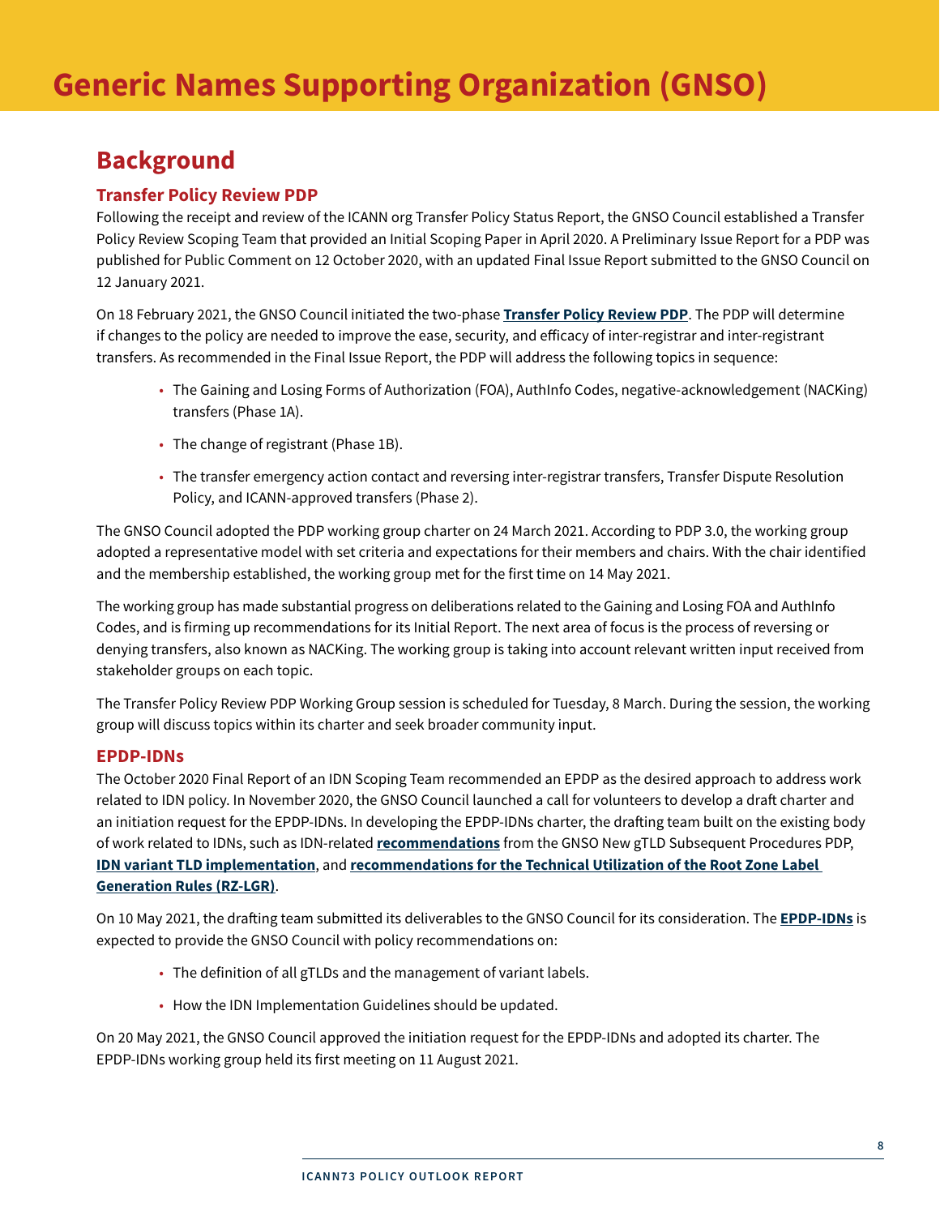# Generic Names Supporting Organization (GNSO)

## Background

### Transfer Policy Review PDP

Following the receipt and review of the ICANN org Transfer Policy Status Report, the GNSO Council established a Transfer Policy Review Scoping Team that provided an Initial Scoping Paper in April 2020. A Preliminary Issue Report for a PDP was published for Public Comment on 12 October 2020, with an updated Final Issue Report submitted to the GNSO Council on 12 January 2021.

On 18 February 2021, the GNSO Council initiated the two-phase **Transfer Policy Review PDP**. The PDP will determine if changes to the policy are needed to improve the ease, security, and efficacy of inter-registrar and inter-registrant transfers. As recommended in the Final Issue Report, the PDP will address the following topics in sequence:

- The Gaining and Losing Forms of Authorization (FOA), AuthInfo Codes, negative-acknowledgement (NACKing) transfers (Phase 1A).
- The change of registrant (Phase 1B).
- The transfer emergency action contact and reversing inter-registrar transfers, Transfer Dispute Resolution Policy, and ICANN-approved transfers (Phase 2).

The GNSO Council adopted the PDP working group charter on 24 March 2021. According to PDP 3.0, the working group adopted a representative model with set criteria and expectations for their members and chairs. With the chair identified and the membership established, the working group met for the first time on 14 May 2021.

The working group has made substantial progress on deliberations related to the Gaining and Losing FOA and AuthInfo Codes, and is firming up recommendations for its Initial Report. The next area of focus is the process of reversing or denying transfers, also known as NACKing. The working group is taking into account relevant written input received from stakeholder groups on each topic.

The Transfer Policy Review PDP Working Group session is scheduled for Tuesday, 8 March. During the session, the working group will discuss topics within its charter and seek broader community input.

### EPDP-IDNs

The October 2020 Final Report of an IDN Scoping Team recommended an EPDP as the desired approach to address work related to IDN policy. In November 2020, the GNSO Council launched a call for volunteers to develop a draft charter and an initiation request for the EPDP-IDNs. In developing the EPDP-IDNs charter, the drafting team built on the existing body of work related to IDNs, such as IDN-related **recommendations** from the GNSO New gTLD Subsequent Procedures PDP, **IDN variant TLD implementation**, and **recommendations for the Technical Utilization of the Root Zone Label Generation Rules (RZ-LGR)**.

On 10 May 2021, the drafting team submitted its deliverables to the GNSO Council for its consideration. The **EPDP-IDNs** is expected to provide the GNSO Council with policy recommendations on:

- The definition of all gTLDs and the management of variant labels.
- How the IDN Implementation Guidelines should be updated.

On 20 May 2021, the GNSO Council approved the initiation request for the EPDP-IDNs and adopted its charter. The EPDP-IDNs working group held its first meeting on 11 August 2021.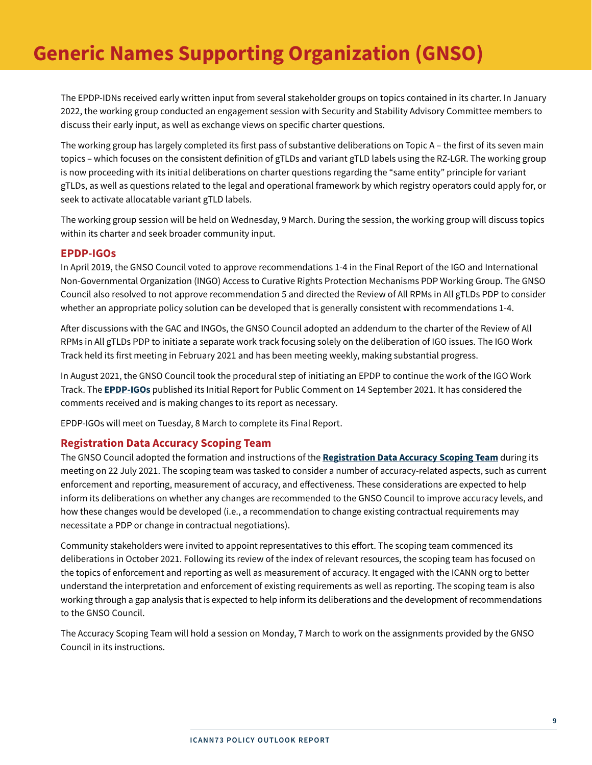# Generic Names Supporting Organization (GNSO)

The EPDP-IDNs received early written input from several stakeholder groups on topics contained in its charter. In January 2022, the working group conducted an engagement session with Security and Stability Advisory Committee members to discuss their early input, as well as exchange views on specific charter questions.

The working group has largely completed its first pass of substantive deliberations on Topic A – the first of its seven main topics – which focuses on the consistent definition of gTLDs and variant gTLD labels using the RZ-LGR. The working group is now proceeding with its initial deliberations on charter questions regarding the "same entity" principle for variant gTLDs, as well as questions related to the legal and operational framework by which registry operators could apply for, or seek to activate allocatable variant gTLD labels.

The working group session will be held on Wednesday, 9 March. During the session, the working group will discuss topics within its charter and seek broader community input.

### EPDP-IGOs

In April 2019, the GNSO Council voted to approve recommendations 1-4 in the Final Report of the IGO and International Non-Governmental Organization (INGO) Access to Curative Rights Protection Mechanisms PDP Working Group. The GNSO Council also resolved to not approve recommendation 5 and directed the Review of All RPMs in All gTLDs PDP to consider whether an appropriate policy solution can be developed that is generally consistent with recommendations 1-4.

After discussions with the GAC and INGOs, the GNSO Council adopted an addendum to the charter of the Review of All RPMs in All gTLDs PDP to initiate a separate work track focusing solely on the deliberation of IGO issues. The IGO Work Track held its first meeting in February 2021 and has been meeting weekly, making substantial progress.

In August 2021, the GNSO Council took the procedural step of initiating an EPDP to continue the work of the IGO Work Track. The **EPDP-IGOs** published its Initial Report for Public Comment on 14 September 2021. It has considered the comments received and is making changes to its report as necessary.

EPDP-IGOs will meet on Tuesday, 8 March to complete its Final Report.

### Registration Data Accuracy Scoping Team

The GNSO Council adopted the formation and instructions of the **Registration Data Accuracy Scoping Team** during its meeting on 22 July 2021. The scoping team was tasked to consider a number of accuracy-related aspects, such as current enforcement and reporting, measurement of accuracy, and effectiveness. These considerations are expected to help inform its deliberations on whether any changes are recommended to the GNSO Council to improve accuracy levels, and how these changes would be developed (i.e., a recommendation to change existing contractual requirements may necessitate a PDP or change in contractual negotiations).

Community stakeholders were invited to appoint representatives to this effort. The scoping team commenced its deliberations in October 2021. Following its review of the index of relevant resources, the scoping team has focused on the topics of enforcement and reporting as well as measurement of accuracy. It engaged with the ICANN org to better understand the interpretation and enforcement of existing requirements as well as reporting. The scoping team is also working through a gap analysis that is expected to help inform its deliberations and the development of recommendations to the GNSO Council.

The Accuracy Scoping Team will hold a session on Monday, 7 March to work on the assignments provided by the GNSO Council in its instructions.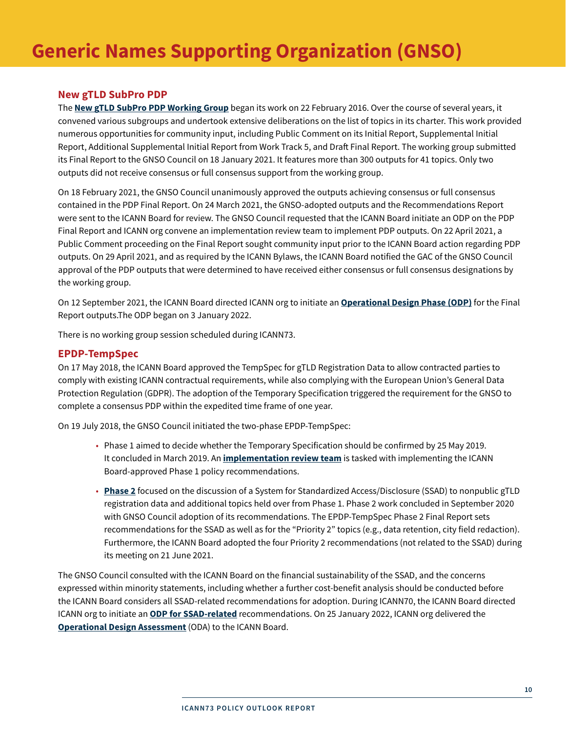# Generic Names Supporting Organization (GNSO)

## New gTLD SubPro PDP

The **New gTLD SubPro PDP Working Group** began its work on 22 February 2016. Over the course of several years, it convened various subgroups and undertook extensive deliberations on the list of topics in its charter. This work provided numerous opportunities for community input, including Public Comment on its Initial Report, Supplemental Initial Report, Additional Supplemental Initial Report from Work Track 5, and Draft Final Report. The working group submitted its Final Report to the GNSO Council on 18 January 2021. It features more than 300 outputs for 41 topics. Only two outputs did not receive consensus or full consensus support from the working group.

On 18 February 2021, the GNSO Council unanimously approved the outputs achieving consensus or full consensus contained in the PDP Final Report. On 24 March 2021, the GNSO-adopted outputs and the Recommendations Report were sent to the ICANN Board for review. The GNSO Council requested that the ICANN Board initiate an ODP on the PDP Final Report and ICANN org convene an implementation review team to implement PDP outputs. On 22 April 2021, a Public Comment proceeding on the Final Report sought community input prior to the ICANN Board action regarding PDP outputs. On 29 April 2021, and as required by the ICANN Bylaws, the ICANN Board notified the GAC of the GNSO Council approval of the PDP outputs that were determined to have received either consensus or full consensus designations by the working group.

On 12 September 2021, the ICANN Board directed ICANN org to initiate an **Operational Design Phase (ODP)** for the Final Report outputs.The ODP began on 3 January 2022.

There is no working group session scheduled during ICANN73.

## EPDP-TempSpec

On 17 May 2018, the ICANN Board approved the TempSpec for gTLD Registration Data to allow contracted parties to comply with existing ICANN contractual requirements, while also complying with the European Union's General Data Protection Regulation (GDPR). The adoption of the Temporary Specification triggered the requirement for the GNSO to complete a consensus PDP within the expedited time frame of one year.

On 19 July 2018, the GNSO Council initiated the two-phase EPDP-TempSpec:

- Phase 1 aimed to decide whether the Temporary Specification should be confirmed by 25 May 2019. It concluded in March 2019. An **implementation review team** is tasked with implementing the ICANN Board-approved Phase 1 policy recommendations.
- **Phase 2** focused on the discussion of a System for Standardized Access/Disclosure (SSAD) to nonpublic gTLD registration data and additional topics held over from Phase 1. Phase 2 work concluded in September 2020 with GNSO Council adoption of its recommendations. The EPDP-TempSpec Phase 2 Final Report sets recommendations for the SSAD as well as for the "Priority 2" topics (e.g., data retention, city field redaction). Furthermore, the ICANN Board adopted the four Priority 2 recommendations (not related to the SSAD) during its meeting on 21 June 2021.

The GNSO Council consulted with the ICANN Board on the financial sustainability of the SSAD, and the concerns expressed within minority statements, including whether a further cost-benefit analysis should be conducted before the ICANN Board considers all SSAD-related recommendations for adoption. During ICANN70, the ICANN Board directed ICANN org to initiate an **ODP for SSAD-related** recommendations. On 25 January 2022, ICANN org delivered the **Operational Design Assessment** (ODA) to the ICANN Board.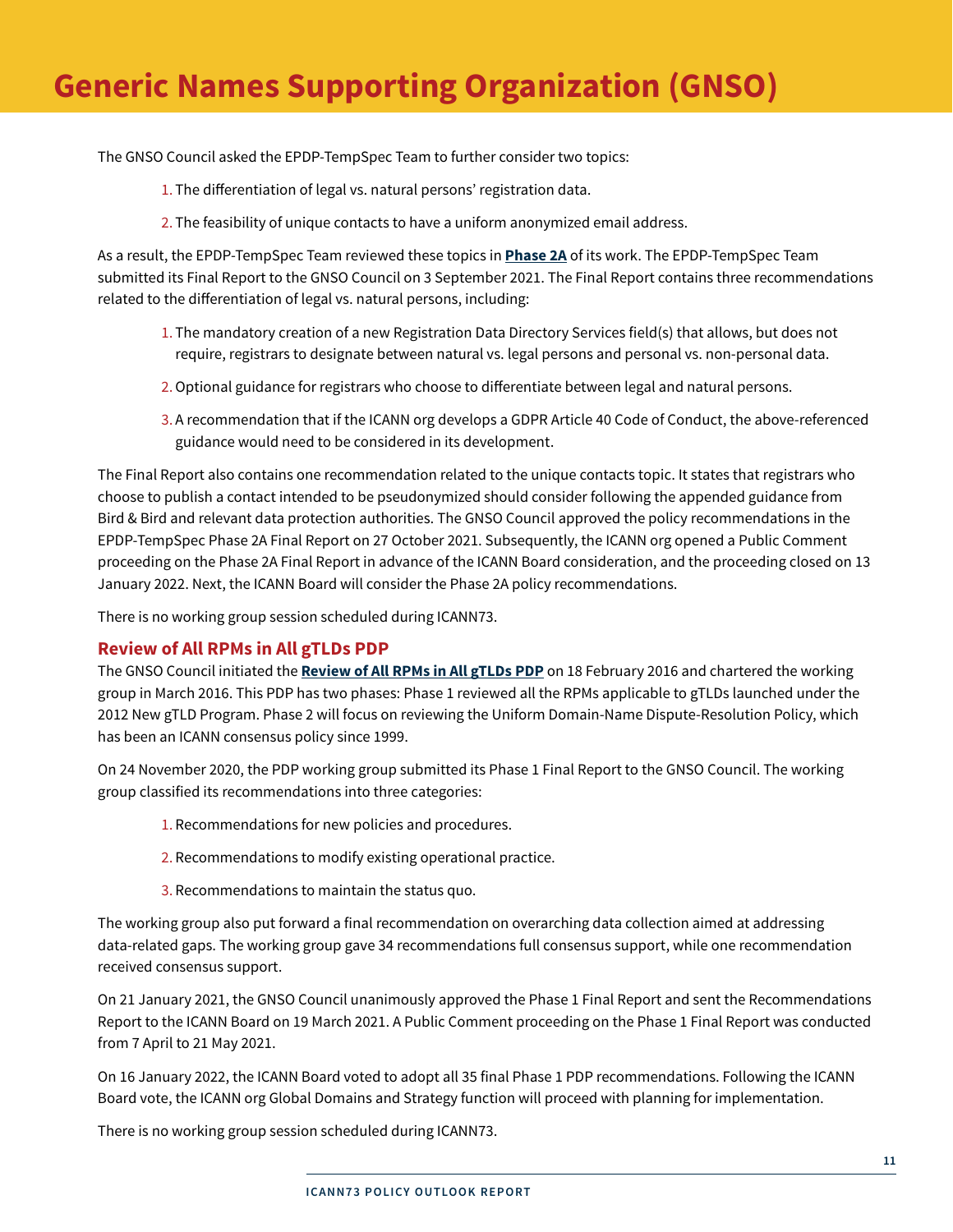# Generic Names Supporting Organization (GNSO)

The GNSO Council asked the EPDP-TempSpec Team to further consider two topics:

1. The differentiation of legal vs. natural persons' registration data.
2. The feasibility of unique contacts to have a uniform anonymized email address.

As a result, the EPDP-TempSpec Team reviewed these topics in **Phase 2A** of its work. The EPDP-TempSpec Team submitted its Final Report to the GNSO Council on 3 September 2021. The Final Report contains three recommendations related to the differentiation of legal vs. natural persons, including:

1. The mandatory creation of a new Registration Data Directory Services field(s) that allows, but does not require, registrars to designate between natural vs. legal persons and personal vs. non-personal data.
2. Optional guidance for registrars who choose to differentiate between legal and natural persons.
3. A recommendation that if the ICANN org develops a GDPR Article 40 Code of Conduct, the above-referenced guidance would need to be considered in its development.

The Final Report also contains one recommendation related to the unique contacts topic. It states that registrars who choose to publish a contact intended to be pseudonymized should consider following the appended guidance from Bird & Bird and relevant data protection authorities. The GNSO Council approved the policy recommendations in the EPDP-TempSpec Phase 2A Final Report on 27 October 2021. Subsequently, the ICANN org opened a Public Comment proceeding on the Phase 2A Final Report in advance of the ICANN Board consideration, and the proceeding closed on 13 January 2022. Next, the ICANN Board will consider the Phase 2A policy recommendations.

There is no working group session scheduled during ICANN73.

### Review of All RPMs in All gTLDs PDP

The GNSO Council initiated the **Review of All RPMs in All gTLDs PDP** on 18 February 2016 and chartered the working group in March 2016. This PDP has two phases: Phase 1 reviewed all the RPMs applicable to gTLDs launched under the 2012 New gTLD Program. Phase 2 will focus on reviewing the Uniform Domain-Name Dispute-Resolution Policy, which has been an ICANN consensus policy since 1999.

On 24 November 2020, the PDP working group submitted its Phase 1 Final Report to the GNSO Council. The working group classified its recommendations into three categories:

1. Recommendations for new policies and procedures.
2. Recommendations to modify existing operational practice.
3. Recommendations to maintain the status quo.

The working group also put forward a final recommendation on overarching data collection aimed at addressing data-related gaps. The working group gave 34 recommendations full consensus support, while one recommendation received consensus support.

On 21 January 2021, the GNSO Council unanimously approved the Phase 1 Final Report and sent the Recommendations Report to the ICANN Board on 19 March 2021. A Public Comment proceeding on the Phase 1 Final Report was conducted from 7 April to 21 May 2021.

On 16 January 2022, the ICANN Board voted to adopt all 35 final Phase 1 PDP recommendations. Following the ICANN Board vote, the ICANN org Global Domains and Strategy function will proceed with planning for implementation.

There is no working group session scheduled during ICANN73.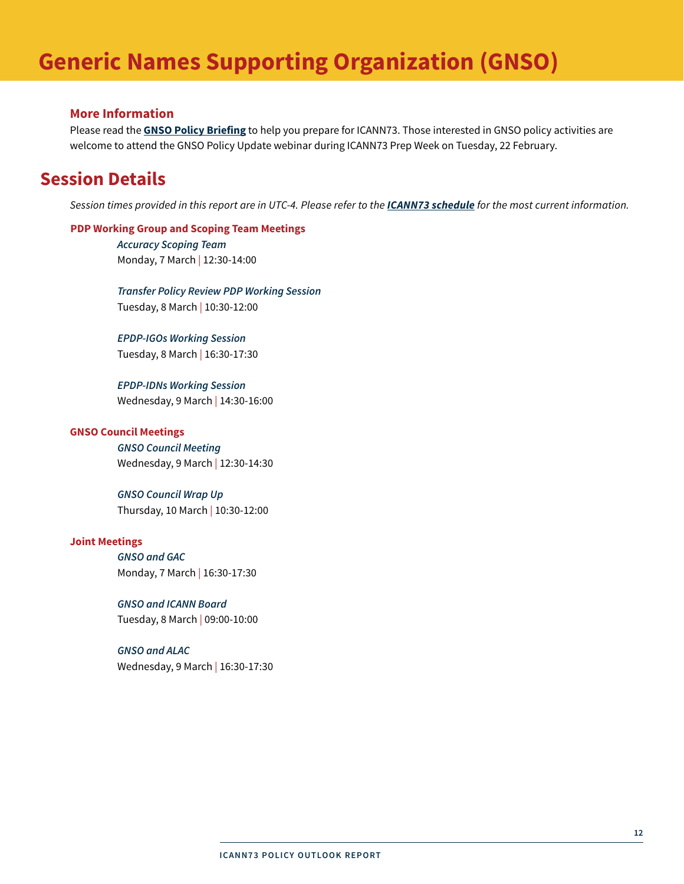# Generic Names Supporting Organization (GNSO)

### More Information

Please read the **GNSO Policy Briefing** to help you prepare for ICANN73. Those interested in GNSO policy activities are welcome to attend the GNSO Policy Update webinar during ICANN73 Prep Week on Tuesday, 22 February.

## Session Details

*Session times provided in this report are in UTC-4. Please refer to the **ICANN73 schedule** for the most current information.*

#### PDP Working Group and Scoping Team Meetings

*Accuracy Scoping Team*
Monday, 7 March | 12:30-14:00

*Transfer Policy Review PDP Working Session*
Tuesday, 8 March | 10:30-12:00

*EPDP-IGOs Working Session*
Tuesday, 8 March | 16:30-17:30

*EPDP-IDNs Working Session*
Wednesday, 9 March | 14:30-16:00

#### GNSO Council Meetings

*GNSO Council Meeting*
Wednesday, 9 March | 12:30-14:30

*GNSO Council Wrap Up*
Thursday, 10 March | 10:30-12:00

#### Joint Meetings

*GNSO and GAC*
Monday, 7 March | 16:30-17:30

*GNSO and ICANN Board*
Tuesday, 8 March | 09:00-10:00

*GNSO and ALAC*
Wednesday, 9 March | 16:30-17:30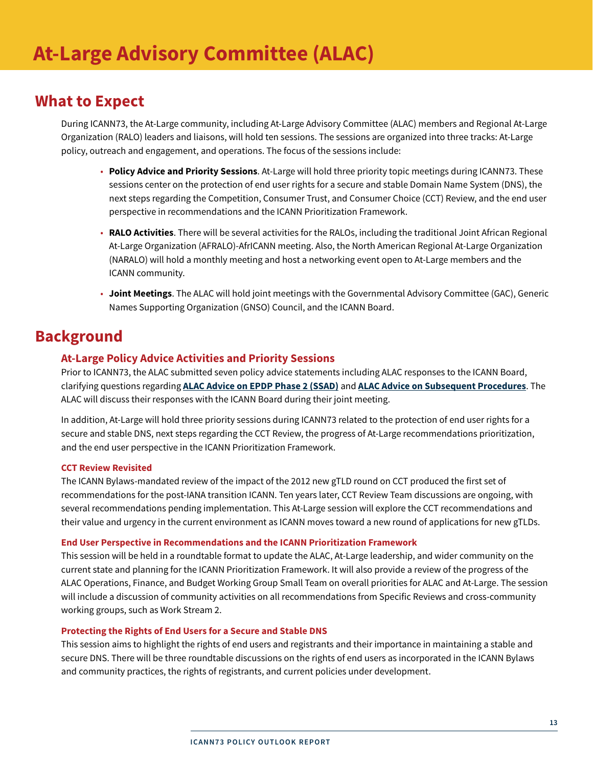# At-Large Advisory Committee (ALAC)

## What to Expect

During ICANN73, the At-Large community, including At-Large Advisory Committee (ALAC) members and Regional At-Large Organization (RALO) leaders and liaisons, will hold ten sessions. The sessions are organized into three tracks: At-Large policy, outreach and engagement, and operations. The focus of the sessions include:

- **Policy Advice and Priority Sessions**. At-Large will hold three priority topic meetings during ICANN73. These sessions center on the protection of end user rights for a secure and stable Domain Name System (DNS), the next steps regarding the Competition, Consumer Trust, and Consumer Choice (CCT) Review, and the end user perspective in recommendations and the ICANN Prioritization Framework.
- **RALO Activities**. There will be several activities for the RALOs, including the traditional Joint African Regional At-Large Organization (AFRALO)-AfrICANN meeting. Also, the North American Regional At-Large Organization (NARALO) will hold a monthly meeting and host a networking event open to At-Large members and the ICANN community.
- **Joint Meetings**. The ALAC will hold joint meetings with the Governmental Advisory Committee (GAC), Generic Names Supporting Organization (GNSO) Council, and the ICANN Board.

## Background

### At-Large Policy Advice Activities and Priority Sessions

Prior to ICANN73, the ALAC submitted seven policy advice statements including ALAC responses to the ICANN Board, clarifying questions regarding **ALAC Advice on EPDP Phase 2 (SSAD)** and **ALAC Advice on Subsequent Procedures**. The ALAC will discuss their responses with the ICANN Board during their joint meeting.

In addition, At-Large will hold three priority sessions during ICANN73 related to the protection of end user rights for a secure and stable DNS, next steps regarding the CCT Review, the progress of At-Large recommendations prioritization, and the end user perspective in the ICANN Prioritization Framework.

#### CCT Review Revisited

The ICANN Bylaws-mandated review of the impact of the 2012 new gTLD round on CCT produced the first set of recommendations for the post-IANA transition ICANN. Ten years later, CCT Review Team discussions are ongoing, with several recommendations pending implementation. This At-Large session will explore the CCT recommendations and their value and urgency in the current environment as ICANN moves toward a new round of applications for new gTLDs.

#### End User Perspective in Recommendations and the ICANN Prioritization Framework

This session will be held in a roundtable format to update the ALAC, At-Large leadership, and wider community on the current state and planning for the ICANN Prioritization Framework. It will also provide a review of the progress of the ALAC Operations, Finance, and Budget Working Group Small Team on overall priorities for ALAC and At-Large. The session will include a discussion of community activities on all recommendations from Specific Reviews and cross-community working groups, such as Work Stream 2.

#### Protecting the Rights of End Users for a Secure and Stable DNS

This session aims to highlight the rights of end users and registrants and their importance in maintaining a stable and secure DNS. There will be three roundtable discussions on the rights of end users as incorporated in the ICANN Bylaws and community practices, the rights of registrants, and current policies under development.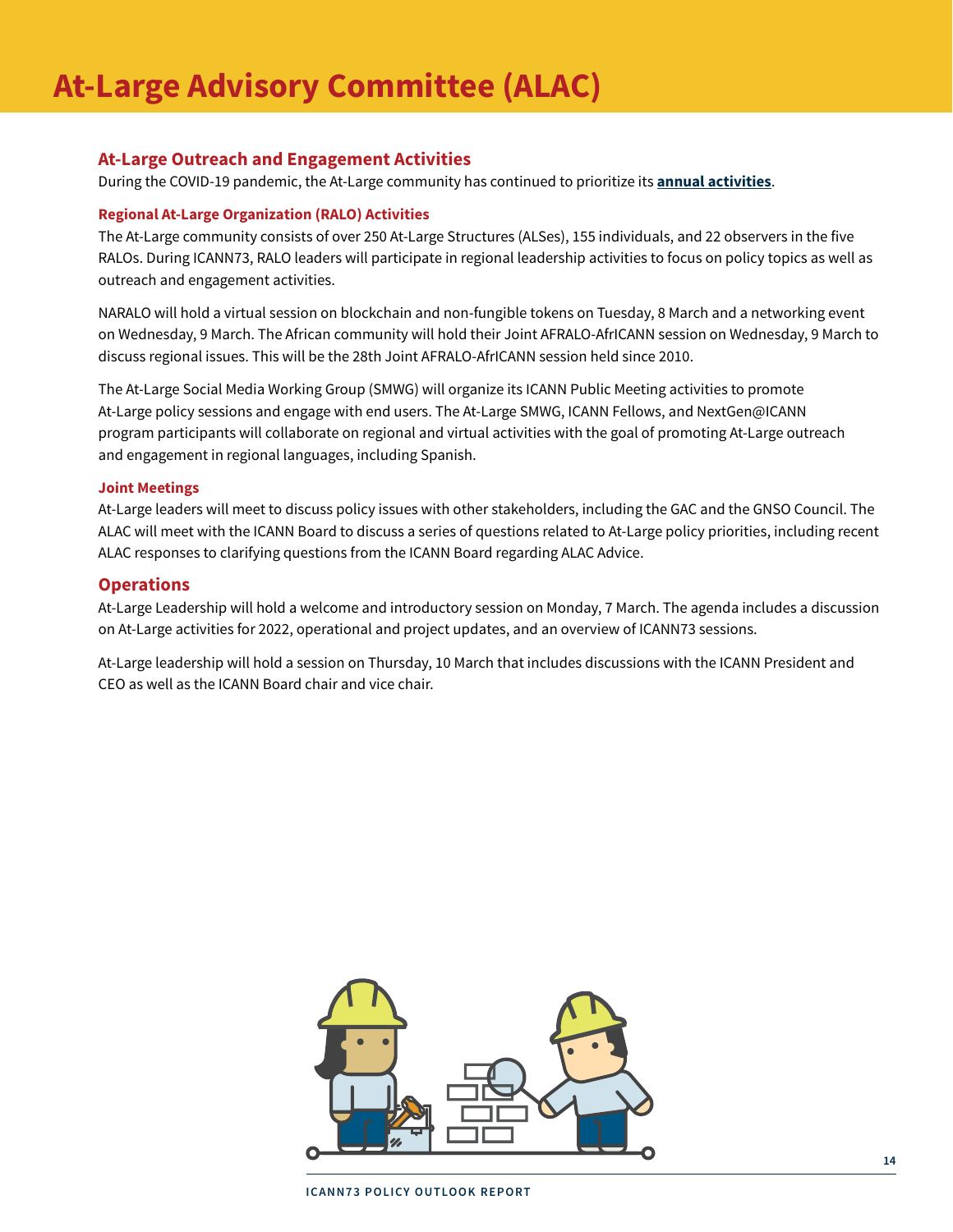# At-Large Advisory Committee (ALAC)

## At-Large Outreach and Engagement Activities

During the COVID-19 pandemic, the At-Large community has continued to prioritize its **annual activities**.

### Regional At-Large Organization (RALO) Activities

The At-Large community consists of over 250 At-Large Structures (ALSes), 155 individuals, and 22 observers in the five RALOs. During ICANN73, RALO leaders will participate in regional leadership activities to focus on policy topics as well as outreach and engagement activities.

NARALO will hold a virtual session on blockchain and non-fungible tokens on Tuesday, 8 March and a networking event on Wednesday, 9 March. The African community will hold their Joint AFRALO-AfrICANN session on Wednesday, 9 March to discuss regional issues. This will be the 28th Joint AFRALO-AfrICANN session held since 2010.

The At-Large Social Media Working Group (SMWG) will organize its ICANN Public Meeting activities to promote At-Large policy sessions and engage with end users. The At-Large SMWG, ICANN Fellows, and NextGen@ICANN program participants will collaborate on regional and virtual activities with the goal of promoting At-Large outreach and engagement in regional languages, including Spanish.

### Joint Meetings

At-Large leaders will meet to discuss policy issues with other stakeholders, including the GAC and the GNSO Council. The ALAC will meet with the ICANN Board to discuss a series of questions related to At-Large policy priorities, including recent ALAC responses to clarifying questions from the ICANN Board regarding ALAC Advice.

## Operations

At-Large Leadership will hold a welcome and introductory session on Monday, 7 March. The agenda includes a discussion on At-Large activities for 2022, operational and project updates, and an overview of ICANN73 sessions.

At-Large leadership will hold a session on Thursday, 10 March that includes discussions with the ICANN President and CEO as well as the ICANN Board chair and vice chair.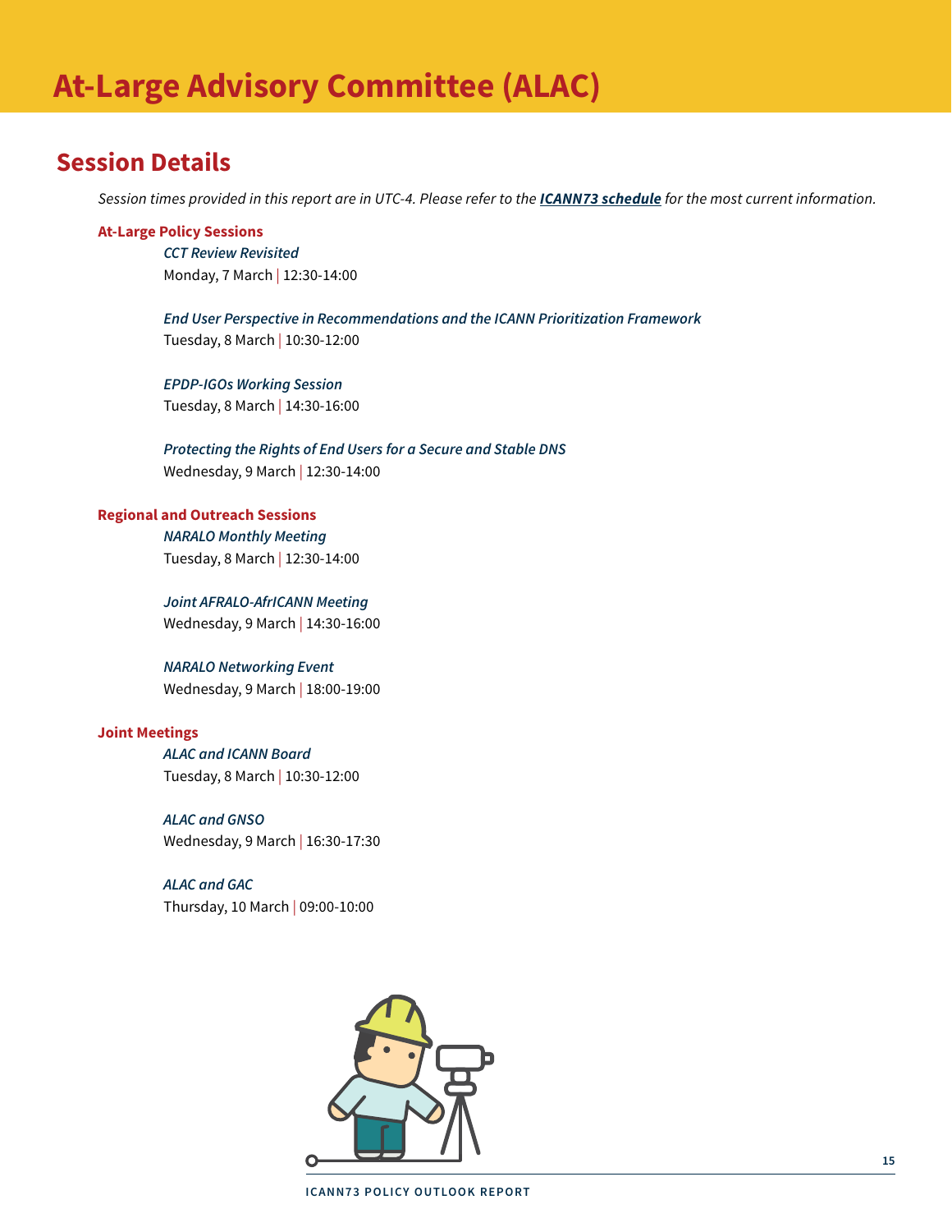# At-Large Advisory Committee (ALAC)

## Session Details

*Session times provided in this report are in UTC-4. Please refer to the* ***ICANN73 schedule*** *for the most current information.*

### At-Large Policy Sessions

*CCT Review Revisited*
Monday, 7 March | 12:30-14:00

*End User Perspective in Recommendations and the ICANN Prioritization Framework*
Tuesday, 8 March | 10:30-12:00

*EPDP-IGOs Working Session*
Tuesday, 8 March | 14:30-16:00

*Protecting the Rights of End Users for a Secure and Stable DNS*
Wednesday, 9 March | 12:30-14:00

### Regional and Outreach Sessions

*NARALO Monthly Meeting*
Tuesday, 8 March | 12:30-14:00

*Joint AFRALO-AfrICANN Meeting*
Wednesday, 9 March | 14:30-16:00

*NARALO Networking Event*
Wednesday, 9 March | 18:00-19:00

### Joint Meetings

*ALAC and ICANN Board*
Tuesday, 8 March | 10:30-12:00

*ALAC and GNSO*
Wednesday, 9 March | 16:30-17:30

*ALAC and GAC*
Thursday, 10 March | 09:00-10:00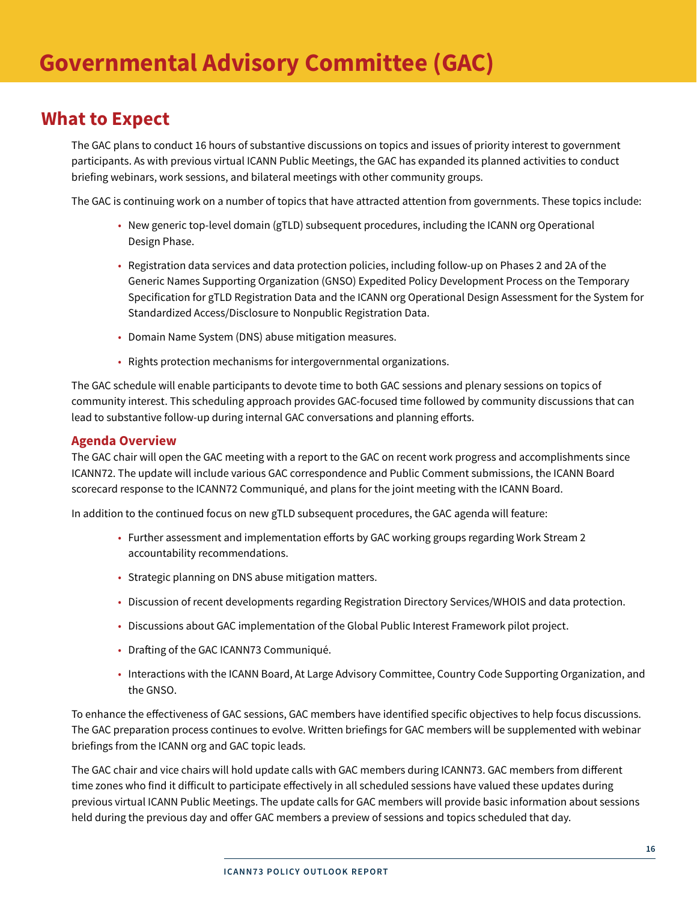# Governmental Advisory Committee (GAC)

## What to Expect

The GAC plans to conduct 16 hours of substantive discussions on topics and issues of priority interest to government participants. As with previous virtual ICANN Public Meetings, the GAC has expanded its planned activities to conduct briefing webinars, work sessions, and bilateral meetings with other community groups.

The GAC is continuing work on a number of topics that have attracted attention from governments. These topics include:

- New generic top-level domain (gTLD) subsequent procedures, including the ICANN org Operational Design Phase.
- Registration data services and data protection policies, including follow-up on Phases 2 and 2A of the Generic Names Supporting Organization (GNSO) Expedited Policy Development Process on the Temporary Specification for gTLD Registration Data and the ICANN org Operational Design Assessment for the System for Standardized Access/Disclosure to Nonpublic Registration Data.
- Domain Name System (DNS) abuse mitigation measures.
- Rights protection mechanisms for intergovernmental organizations.

The GAC schedule will enable participants to devote time to both GAC sessions and plenary sessions on topics of community interest. This scheduling approach provides GAC-focused time followed by community discussions that can lead to substantive follow-up during internal GAC conversations and planning efforts.

### Agenda Overview

The GAC chair will open the GAC meeting with a report to the GAC on recent work progress and accomplishments since ICANN72. The update will include various GAC correspondence and Public Comment submissions, the ICANN Board scorecard response to the ICANN72 Communiqué, and plans for the joint meeting with the ICANN Board.

In addition to the continued focus on new gTLD subsequent procedures, the GAC agenda will feature:

- Further assessment and implementation efforts by GAC working groups regarding Work Stream 2 accountability recommendations.
- Strategic planning on DNS abuse mitigation matters.
- Discussion of recent developments regarding Registration Directory Services/WHOIS and data protection.
- Discussions about GAC implementation of the Global Public Interest Framework pilot project.
- Drafting of the GAC ICANN73 Communiqué.
- Interactions with the ICANN Board, At Large Advisory Committee, Country Code Supporting Organization, and the GNSO.

To enhance the effectiveness of GAC sessions, GAC members have identified specific objectives to help focus discussions. The GAC preparation process continues to evolve. Written briefings for GAC members will be supplemented with webinar briefings from the ICANN org and GAC topic leads.

The GAC chair and vice chairs will hold update calls with GAC members during ICANN73. GAC members from different time zones who find it difficult to participate effectively in all scheduled sessions have valued these updates during previous virtual ICANN Public Meetings. The update calls for GAC members will provide basic information about sessions held during the previous day and offer GAC members a preview of sessions and topics scheduled that day.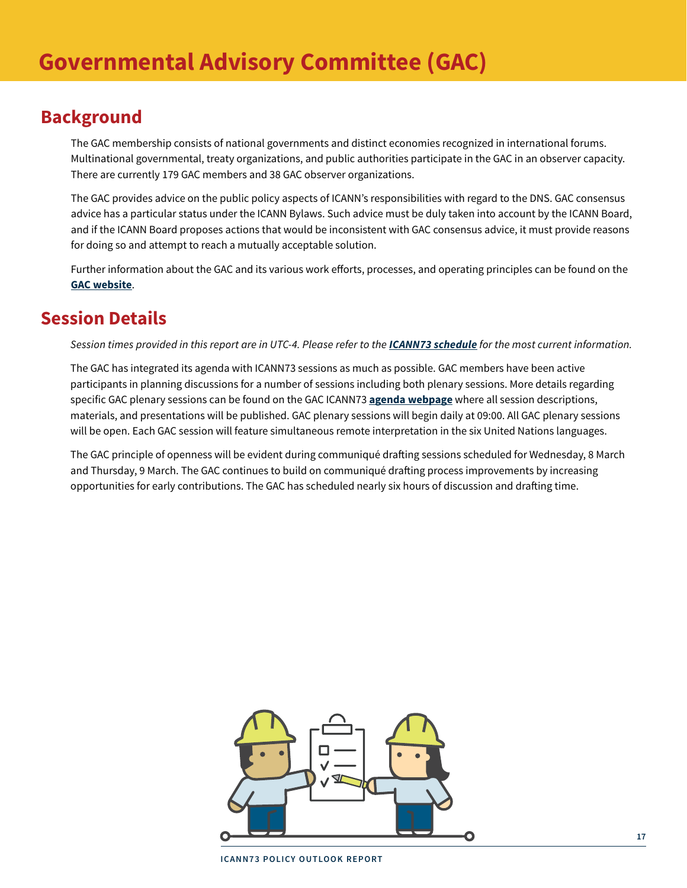# Governmental Advisory Committee (GAC)

## Background

The GAC membership consists of national governments and distinct economies recognized in international forums. Multinational governmental, treaty organizations, and public authorities participate in the GAC in an observer capacity. There are currently 179 GAC members and 38 GAC observer organizations.

The GAC provides advice on the public policy aspects of ICANN's responsibilities with regard to the DNS. GAC consensus advice has a particular status under the ICANN Bylaws. Such advice must be duly taken into account by the ICANN Board, and if the ICANN Board proposes actions that would be inconsistent with GAC consensus advice, it must provide reasons for doing so and attempt to reach a mutually acceptable solution.

Further information about the GAC and its various work efforts, processes, and operating principles can be found on the **GAC website**.

## Session Details

*Session times provided in this report are in UTC-4. Please refer to the* ***ICANN73 schedule*** *for the most current information.*

The GAC has integrated its agenda with ICANN73 sessions as much as possible. GAC members have been active participants in planning discussions for a number of sessions including both plenary sessions. More details regarding specific GAC plenary sessions can be found on the GAC ICANN73 **agenda webpage** where all session descriptions, materials, and presentations will be published. GAC plenary sessions will begin daily at 09:00. All GAC plenary sessions will be open. Each GAC session will feature simultaneous remote interpretation in the six United Nations languages.

The GAC principle of openness will be evident during communiqué drafting sessions scheduled for Wednesday, 8 March and Thursday, 9 March. The GAC continues to build on communiqué drafting process improvements by increasing opportunities for early contributions. The GAC has scheduled nearly six hours of discussion and drafting time.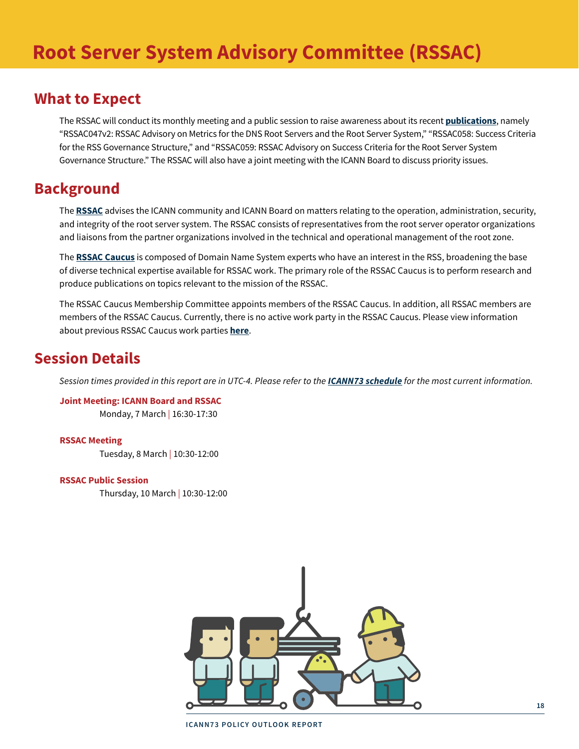# Root Server System Advisory Committee (RSSAC)

## What to Expect

The RSSAC will conduct its monthly meeting and a public session to raise awareness about its recent **publications**, namely "RSSAC047v2: RSSAC Advisory on Metrics for the DNS Root Servers and the Root Server System," "RSSAC058: Success Criteria for the RSS Governance Structure," and "RSSAC059: RSSAC Advisory on Success Criteria for the Root Server System Governance Structure." The RSSAC will also have a joint meeting with the ICANN Board to discuss priority issues.

## Background

The **RSSAC** advises the ICANN community and ICANN Board on matters relating to the operation, administration, security, and integrity of the root server system. The RSSAC consists of representatives from the root server operator organizations and liaisons from the partner organizations involved in the technical and operational management of the root zone.

The **RSSAC Caucus** is composed of Domain Name System experts who have an interest in the RSS, broadening the base of diverse technical expertise available for RSSAC work. The primary role of the RSSAC Caucus is to perform research and produce publications on topics relevant to the mission of the RSSAC.

The RSSAC Caucus Membership Committee appoints members of the RSSAC Caucus. In addition, all RSSAC members are members of the RSSAC Caucus. Currently, there is no active work party in the RSSAC Caucus. Please view information about previous RSSAC Caucus work parties **here**.

## Session Details

*Session times provided in this report are in UTC-4. Please refer to the* ***ICANN73 schedule*** *for the most current information.*

**Joint Meeting: ICANN Board and RSSAC**
Monday, 7 March | 16:30-17:30

**RSSAC Meeting**
Tuesday, 8 March | 10:30-12:00

**RSSAC Public Session**
Thursday, 10 March | 10:30-12:00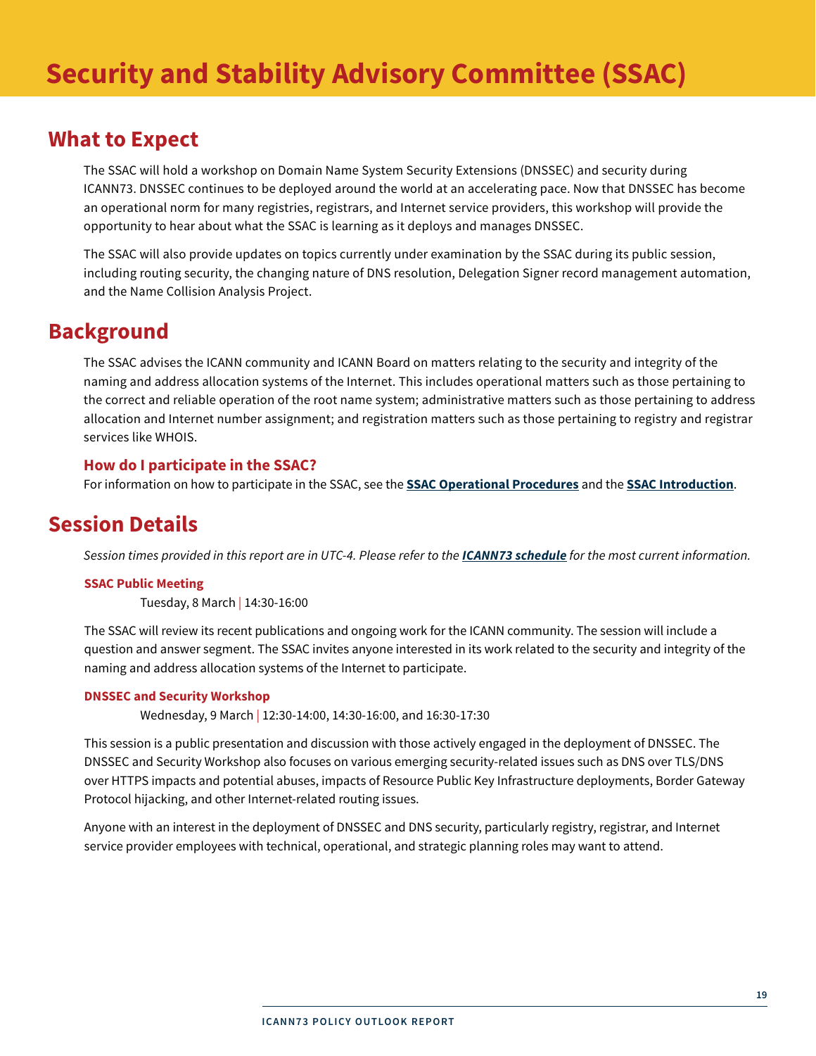# Security and Stability Advisory Committee (SSAC)

## What to Expect

The SSAC will hold a workshop on Domain Name System Security Extensions (DNSSEC) and security during ICANN73. DNSSEC continues to be deployed around the world at an accelerating pace. Now that DNSSEC has become an operational norm for many registries, registrars, and Internet service providers, this workshop will provide the opportunity to hear about what the SSAC is learning as it deploys and manages DNSSEC.

The SSAC will also provide updates on topics currently under examination by the SSAC during its public session, including routing security, the changing nature of DNS resolution, Delegation Signer record management automation, and the Name Collision Analysis Project.

## Background

The SSAC advises the ICANN community and ICANN Board on matters relating to the security and integrity of the naming and address allocation systems of the Internet. This includes operational matters such as those pertaining to the correct and reliable operation of the root name system; administrative matters such as those pertaining to address allocation and Internet number assignment; and registration matters such as those pertaining to registry and registrar services like WHOIS.

### How do I participate in the SSAC?

For information on how to participate in the SSAC, see the **SSAC Operational Procedures** and the **SSAC Introduction**.

## Session Details

*Session times provided in this report are in UTC-4. Please refer to the* ***ICANN73 schedule*** *for the most current information.*

#### SSAC Public Meeting

Tuesday, 8 March | 14:30-16:00

The SSAC will review its recent publications and ongoing work for the ICANN community. The session will include a question and answer segment. The SSAC invites anyone interested in its work related to the security and integrity of the naming and address allocation systems of the Internet to participate.

#### DNSSEC and Security Workshop

Wednesday, 9 March | 12:30-14:00, 14:30-16:00, and 16:30-17:30

This session is a public presentation and discussion with those actively engaged in the deployment of DNSSEC. The DNSSEC and Security Workshop also focuses on various emerging security-related issues such as DNS over TLS/DNS over HTTPS impacts and potential abuses, impacts of Resource Public Key Infrastructure deployments, Border Gateway Protocol hijacking, and other Internet-related routing issues.

Anyone with an interest in the deployment of DNSSEC and DNS security, particularly registry, registrar, and Internet service provider employees with technical, operational, and strategic planning roles may want to attend.